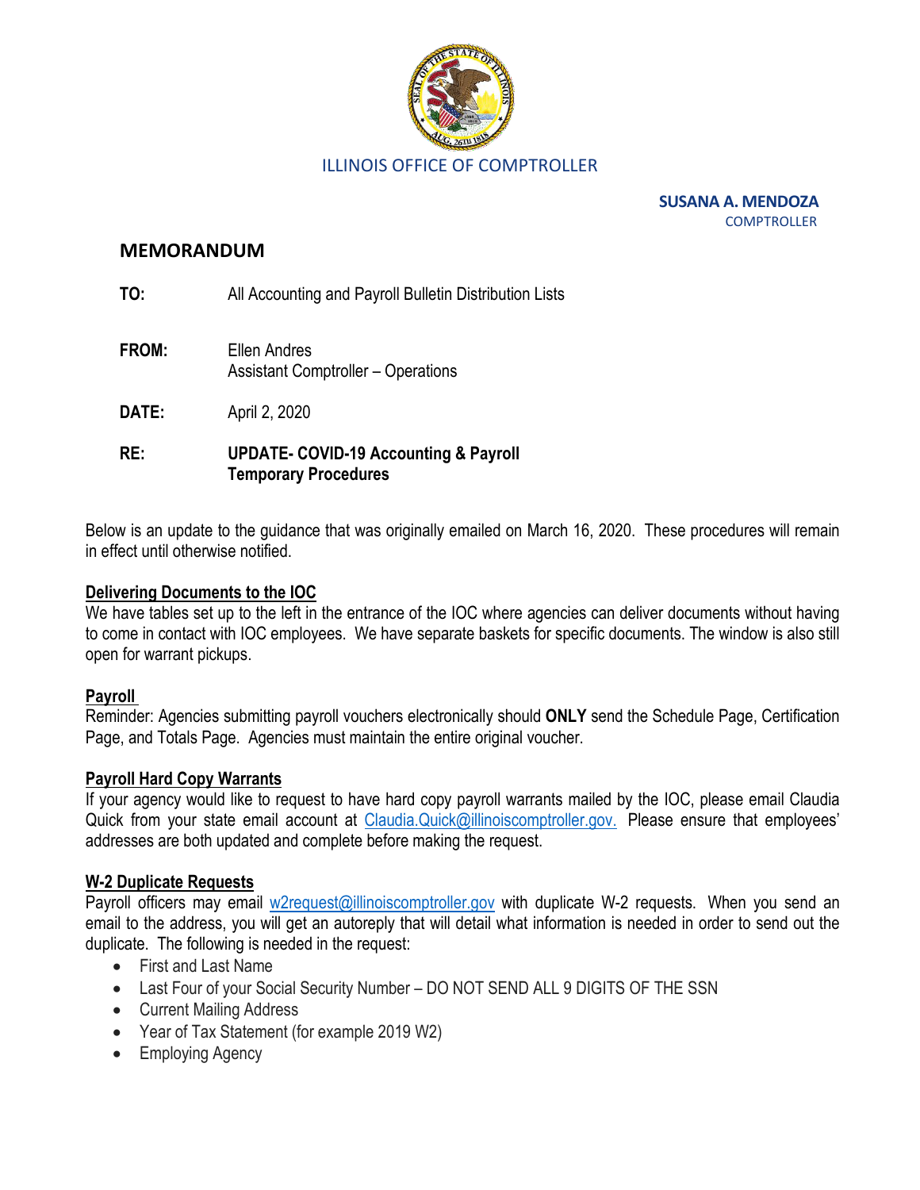ILLINOIS OFFICE OF COMPTROLLER

**SUSANA A. MENDOZA**
COMPTROLLER

## MEMORANDUM

**TO:** All Accounting and Payroll Bulletin Distribution Lists

**FROM:** Ellen Andres
Assistant Comptroller – Operations

**DATE:** April 2, 2020

**RE:** **UPDATE- COVID-19 Accounting & Payroll Temporary Procedures**

Below is an update to the guidance that was originally emailed on March 16, 2020. These procedures will remain in effect until otherwise notified.

**Delivering Documents to the IOC**

We have tables set up to the left in the entrance of the IOC where agencies can deliver documents without having to come in contact with IOC employees. We have separate baskets for specific documents. The window is also still open for warrant pickups.

**Payroll**

Reminder: Agencies submitting payroll vouchers electronically should **ONLY** send the Schedule Page, Certification Page, and Totals Page. Agencies must maintain the entire original voucher.

**Payroll Hard Copy Warrants**

If your agency would like to request to have hard copy payroll warrants mailed by the IOC, please email Claudia Quick from your state email account at Claudia.Quick@illinoiscomptroller.gov. Please ensure that employees' addresses are both updated and complete before making the request.

**W-2 Duplicate Requests**

Payroll officers may email w2request@illinoiscomptroller.gov with duplicate W-2 requests. When you send an email to the address, you will get an autoreply that will detail what information is needed in order to send out the duplicate. The following is needed in the request:

- First and Last Name
- Last Four of your Social Security Number – DO NOT SEND ALL 9 DIGITS OF THE SSN
- Current Mailing Address
- Year of Tax Statement (for example 2019 W2)
- Employing Agency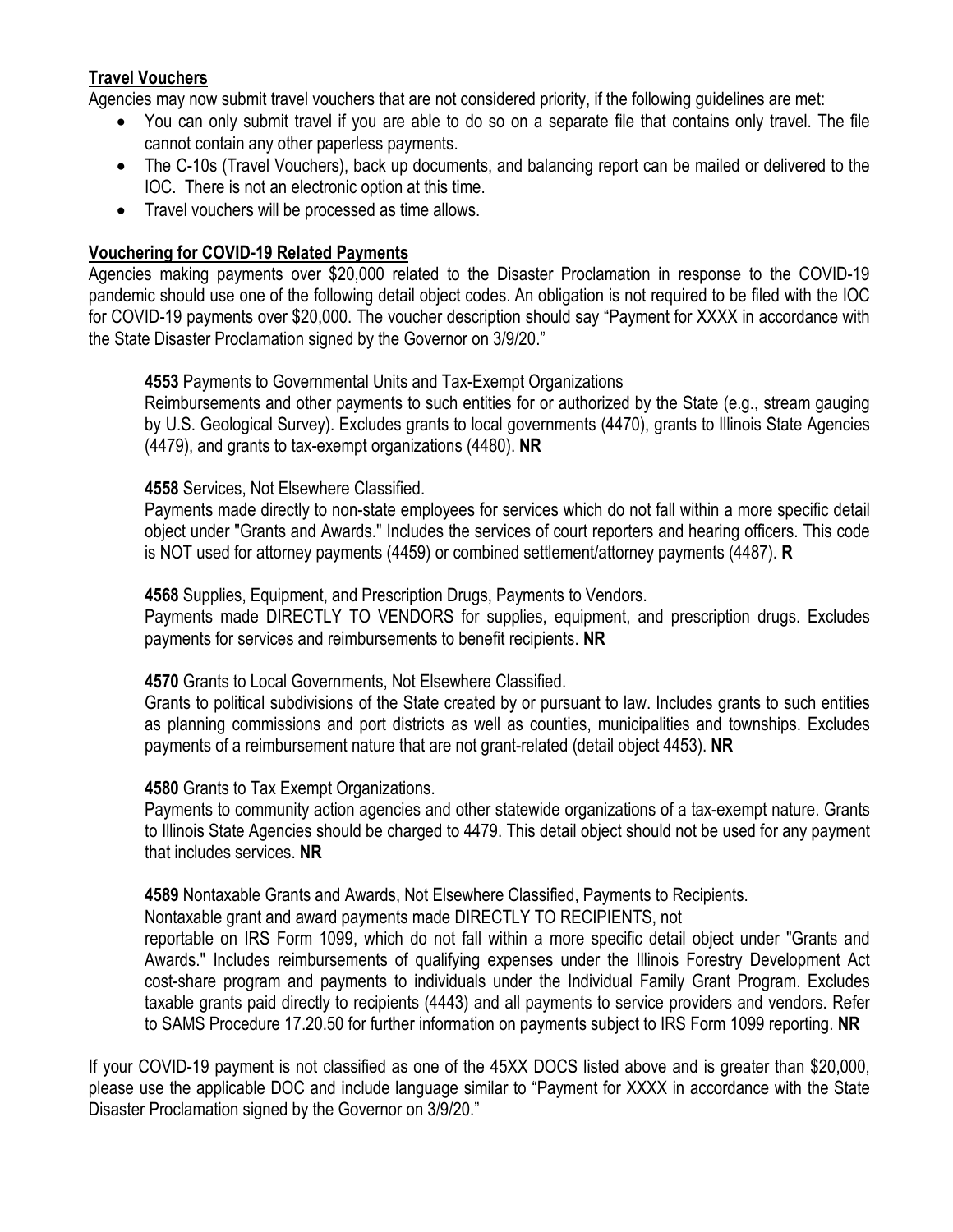**Travel Vouchers**

Agencies may now submit travel vouchers that are not considered priority, if the following guidelines are met:

- You can only submit travel if you are able to do so on a separate file that contains only travel. The file cannot contain any other paperless payments.
- The C-10s (Travel Vouchers), back up documents, and balancing report can be mailed or delivered to the IOC. There is not an electronic option at this time.
- Travel vouchers will be processed as time allows.

**Vouchering for COVID-19 Related Payments**

Agencies making payments over $20,000 related to the Disaster Proclamation in response to the COVID-19 pandemic should use one of the following detail object codes. An obligation is not required to be filed with the IOC for COVID-19 payments over $20,000. The voucher description should say "Payment for XXXX in accordance with the State Disaster Proclamation signed by the Governor on 3/9/20."

**4553** Payments to Governmental Units and Tax-Exempt Organizations
Reimbursements and other payments to such entities for or authorized by the State (e.g., stream gauging by U.S. Geological Survey). Excludes grants to local governments (4470), grants to Illinois State Agencies (4479), and grants to tax-exempt organizations (4480). **NR**

**4558** Services, Not Elsewhere Classified.
Payments made directly to non-state employees for services which do not fall within a more specific detail object under "Grants and Awards." Includes the services of court reporters and hearing officers. This code is NOT used for attorney payments (4459) or combined settlement/attorney payments (4487). **R**

**4568** Supplies, Equipment, and Prescription Drugs, Payments to Vendors.
Payments made DIRECTLY TO VENDORS for supplies, equipment, and prescription drugs. Excludes payments for services and reimbursements to benefit recipients. **NR**

**4570** Grants to Local Governments, Not Elsewhere Classified.
Grants to political subdivisions of the State created by or pursuant to law. Includes grants to such entities as planning commissions and port districts as well as counties, municipalities and townships. Excludes payments of a reimbursement nature that are not grant-related (detail object 4453). **NR**

**4580** Grants to Tax Exempt Organizations.
Payments to community action agencies and other statewide organizations of a tax-exempt nature. Grants to Illinois State Agencies should be charged to 4479. This detail object should not be used for any payment that includes services. **NR**

**4589** Nontaxable Grants and Awards, Not Elsewhere Classified, Payments to Recipients.
Nontaxable grant and award payments made DIRECTLY TO RECIPIENTS, not reportable on IRS Form 1099, which do not fall within a more specific detail object under "Grants and Awards." Includes reimbursements of qualifying expenses under the Illinois Forestry Development Act cost-share program and payments to individuals under the Individual Family Grant Program. Excludes taxable grants paid directly to recipients (4443) and all payments to service providers and vendors. Refer to SAMS Procedure 17.20.50 for further information on payments subject to IRS Form 1099 reporting. **NR**

If your COVID-19 payment is not classified as one of the 45XX DOCS listed above and is greater than $20,000, please use the applicable DOC and include language similar to "Payment for XXXX in accordance with the State Disaster Proclamation signed by the Governor on 3/9/20."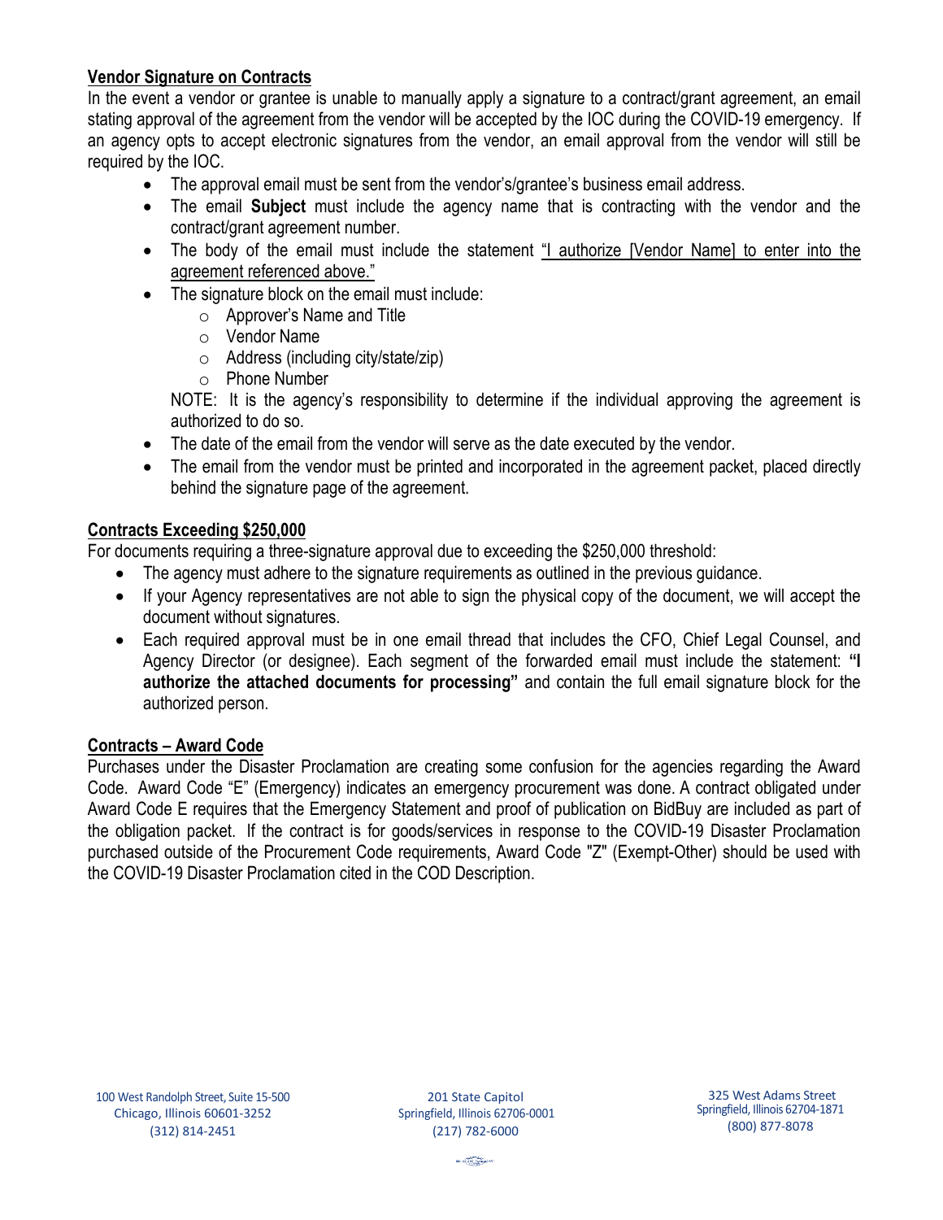**Vendor Signature on Contracts**

In the event a vendor or grantee is unable to manually apply a signature to a contract/grant agreement, an email stating approval of the agreement from the vendor will be accepted by the IOC during the COVID-19 emergency. If an agency opts to accept electronic signatures from the vendor, an email approval from the vendor will still be required by the IOC.

- The approval email must be sent from the vendor's/grantee's business email address.
- The email **Subject** must include the agency name that is contracting with the vendor and the contract/grant agreement number.
- The body of the email must include the statement "I authorize [Vendor Name] to enter into the agreement referenced above."
- The signature block on the email must include:
  - Approver's Name and Title
  - Vendor Name
  - Address (including city/state/zip)
  - Phone Number

  NOTE: It is the agency's responsibility to determine if the individual approving the agreement is authorized to do so.
- The date of the email from the vendor will serve as the date executed by the vendor.
- The email from the vendor must be printed and incorporated in the agreement packet, placed directly behind the signature page of the agreement.

**Contracts Exceeding $250,000**

For documents requiring a three-signature approval due to exceeding the $250,000 threshold:

- The agency must adhere to the signature requirements as outlined in the previous guidance.
- If your Agency representatives are not able to sign the physical copy of the document, we will accept the document without signatures.
- Each required approval must be in one email thread that includes the CFO, Chief Legal Counsel, and Agency Director (or designee). Each segment of the forwarded email must include the statement: **"I authorize the attached documents for processing"** and contain the full email signature block for the authorized person.

**Contracts – Award Code**

Purchases under the Disaster Proclamation are creating some confusion for the agencies regarding the Award Code. Award Code "E" (Emergency) indicates an emergency procurement was done. A contract obligated under Award Code E requires that the Emergency Statement and proof of publication on BidBuy are included as part of the obligation packet. If the contract is for goods/services in response to the COVID-19 Disaster Proclamation purchased outside of the Procurement Code requirements, Award Code "Z" (Exempt-Other) should be used with the COVID-19 Disaster Proclamation cited in the COD Description.